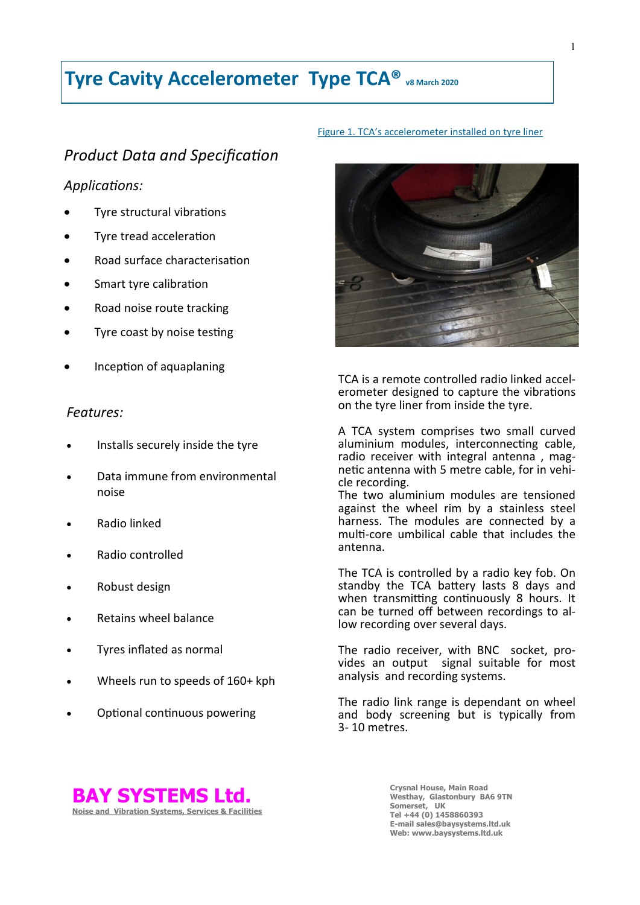# Tyre Cavity Accelerometer Type TCA® v8 March 2020

## *Product Data and Specification*

### *Applications:*

- Tyre structural vibrations
- Tyre tread acceleration
- Road surface characterisation
- Smart tyre calibration
- Road noise route tracking
- Tyre coast by noise testing
- Inception of aquaplaning

### *Features:*

- Installs securely inside the tyre
- Data immune from environmental noise
- Radio linked
- Radio controlled
- Robust design
- Retains wheel balance
- Tyres inflated as normal
- Wheels run to speeds of 160+ kph
- Optional continuous powering

Figure 1. TCA's accelerometer installed on tyre liner

TCA is a remote controlled radio linked accelerometer designed to capture the vibrations on the tyre liner from inside the tyre.

A TCA system comprises two small curved aluminium modules, interconnecting cable, radio receiver with integral antenna , magnetic antenna with 5 metre cable, for in vehicle recording.
The two aluminium modules are tensioned against the wheel rim by a stainless steel harness. The modules are connected by a multi-core umbilical cable that includes the antenna.

The TCA is controlled by a radio key fob. On standby the TCA battery lasts 8 days and when transmitting continuously 8 hours. It can be turned off between recordings to allow recording over several days.

The radio receiver, with BNC socket, provides an output signal suitable for most analysis and recording systems.

The radio link range is dependant on wheel and body screening but is typically from 3- 10 metres.

**BAY SYSTEMS Ltd.**
Noise and Vibration Systems, Services & Facilities

Crysnal House, Main Road
Westhay, Glastonbury BA6 9TN
Somerset, UK
Tel +44 (0) 1458860393
E-mail sales@baysystems.ltd.uk
Web: www.baysystems.ltd.uk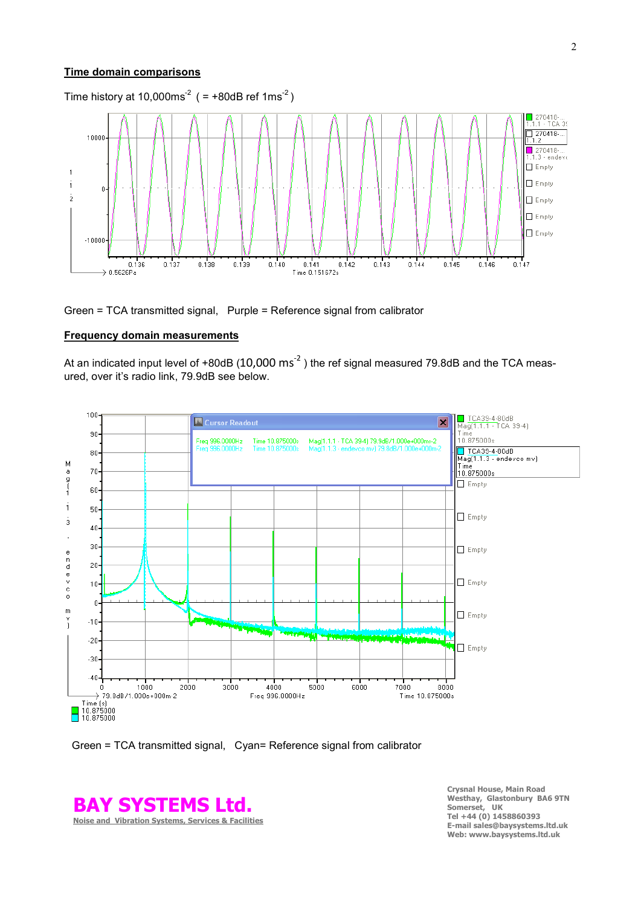## Time domain comparisons

Time history at 10,000ms$^{-2}$ ( = +80dB ref 1ms$^{-2}$ )

Green = TCA transmitted signal, Purple = Reference signal from calibrator

## Frequency domain measurements

At an indicated input level of +80dB (10,000 ms$^{-2}$ ) the ref signal measured 79.8dB and the TCA measured, over it's radio link, 79.9dB see below.

Green = TCA transmitted signal, Cyan= Reference signal from calibrator

**BAY SYSTEMS Ltd.**
Noise and Vibration Systems, Services & Facilities

**Crysnal House, Main Road**
**Westhay, Glastonbury BA6 9TN**
**Somerset, UK**
**Tel +44 (0) 1458860393**
**E-mail sales@baysystems.ltd.uk**
**Web: www.baysystems.ltd.uk**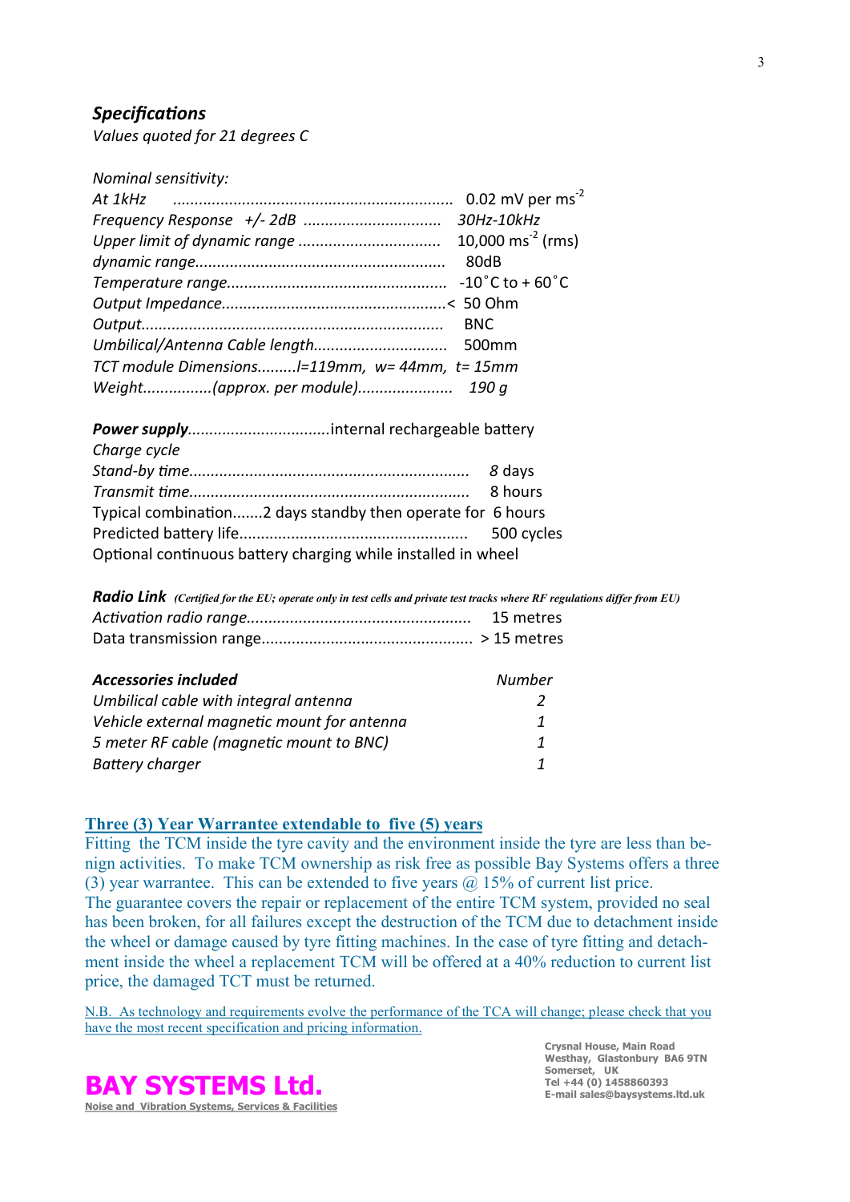## *Specifications*

*Values quoted for 21 degrees C*

*Nominal sensitivity:*

*At 1kHz* ................................................................ 0.02 mV per $ms^{-2}$
*Frequency Response +/- 2dB* ................................ *30Hz-10kHz*
*Upper limit of dynamic range* ................................ 10,000 $ms^{-2}$ (rms)
*dynamic range*......................................................... 80dB
*Temperature range*.................................................. -10˚C to + 60˚C
*Output Impedance*...................................................< 50 Ohm
*Output*..................................................................... BNC
*Umbilical/Antenna Cable length*.............................. 500mm
*TCT module Dimensions.........l=119mm, w= 44mm, t= 15mm*
*Weight................(approx. per module)..................... 190 g*

***Power supply***................................internal rechargeable battery
*Charge cycle*
*Stand-by time*................................................................ *8* days
*Transmit time*................................................................ 8 hours
Typical combination.......2 days standby then operate for 6 hours
Predicted battery life.................................................... 500 cycles
Optional continuous battery charging while installed in wheel

***Radio Link*** *(Certified for the EU; operate only in test cells and private test tracks where RF regulations differ from EU)*
*Activation radio range*.................................................. 15 metres
Data transmission range................................................ > 15 metres

| ***Accessories included*** | *Number* |
|---|---|
| *Umbilical cable with integral antenna* | *2* |
| *Vehicle external magnetic mount for antenna* | *1* |
| *5 meter RF cable (magnetic mount to BNC)* | *1* |
| *Battery charger* | *1* |

**Three (3) Year Warrantee extendable to five (5) years**

Fitting the TCM inside the tyre cavity and the environment inside the tyre are less than benign activities. To make TCM ownership as risk free as possible Bay Systems offers a three (3) year warrantee. This can be extended to five years @ 15% of current list price.
The guarantee covers the repair or replacement of the entire TCM system, provided no seal has been broken, for all failures except the destruction of the TCM due to detachment inside the wheel or damage caused by tyre fitting machines. In the case of tyre fitting and detachment inside the wheel a replacement TCM will be offered at a 40% reduction to current list price, the damaged TCT must be returned.

N.B. As technology and requirements evolve the performance of the TCA will change; please check that you have the most recent specification and pricing information.

**BAY SYSTEMS Ltd.**
Noise and Vibration Systems, Services & Facilities

**Crysnal House, Main Road**
**Westhay, Glastonbury BA6 9TN**
**Somerset, UK**
**Tel +44 (0) 1458860393**
**E-mail sales@baysystems.ltd.uk**